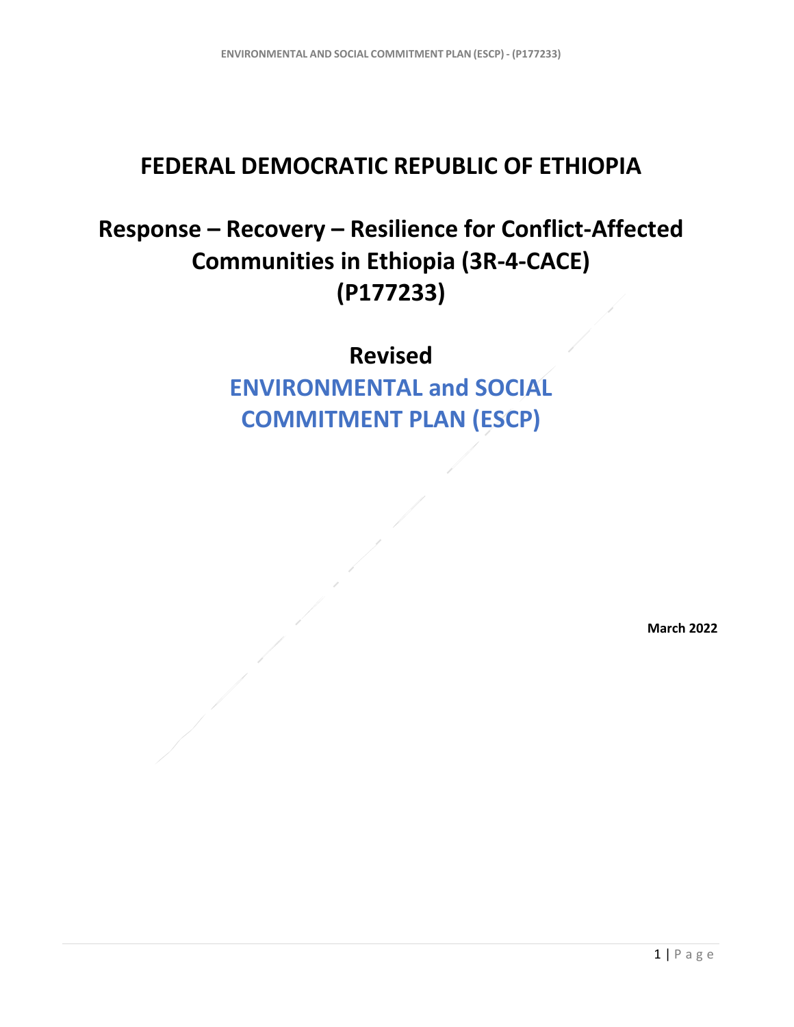# FEDERAL DEMOCRATIC REPUBLIC OF ETHIOPIA

# Response – Recovery – Resilience for Conflict-Affected Communities in Ethiopia (3R-4-CACE) (P177233)

## Revised

## ENVIRONMENTAL and SOCIAL COMMITMENT PLAN (ESCP)

**March 2022**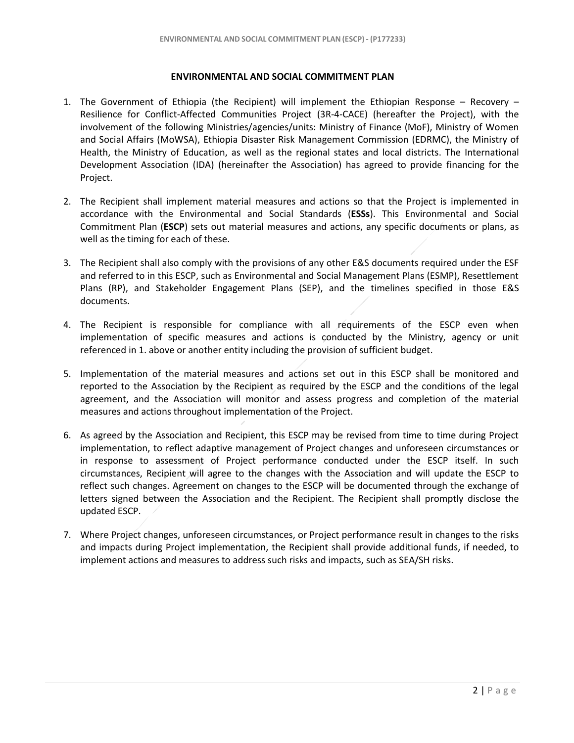## ENVIRONMENTAL AND SOCIAL COMMITMENT PLAN

1. The Government of Ethiopia (the Recipient) will implement the Ethiopian Response – Recovery – Resilience for Conflict-Affected Communities Project (3R-4-CACE) (hereafter the Project), with the involvement of the following Ministries/agencies/units: Ministry of Finance (MoF), Ministry of Women and Social Affairs (MoWSA), Ethiopia Disaster Risk Management Commission (EDRMC), the Ministry of Health, the Ministry of Education, as well as the regional states and local districts. The International Development Association (IDA) (hereinafter the Association) has agreed to provide financing for the Project.

2. The Recipient shall implement material measures and actions so that the Project is implemented in accordance with the Environmental and Social Standards (**ESSs**). This Environmental and Social Commitment Plan (**ESCP**) sets out material measures and actions, any specific documents or plans, as well as the timing for each of these.

3. The Recipient shall also comply with the provisions of any other E&S documents required under the ESF and referred to in this ESCP, such as Environmental and Social Management Plans (ESMP), Resettlement Plans (RP), and Stakeholder Engagement Plans (SEP), and the timelines specified in those E&S documents.

4. The Recipient is responsible for compliance with all requirements of the ESCP even when implementation of specific measures and actions is conducted by the Ministry, agency or unit referenced in 1. above or another entity including the provision of sufficient budget.

5. Implementation of the material measures and actions set out in this ESCP shall be monitored and reported to the Association by the Recipient as required by the ESCP and the conditions of the legal agreement, and the Association will monitor and assess progress and completion of the material measures and actions throughout implementation of the Project.

6. As agreed by the Association and Recipient, this ESCP may be revised from time to time during Project implementation, to reflect adaptive management of Project changes and unforeseen circumstances or in response to assessment of Project performance conducted under the ESCP itself. In such circumstances, Recipient will agree to the changes with the Association and will update the ESCP to reflect such changes. Agreement on changes to the ESCP will be documented through the exchange of letters signed between the Association and the Recipient. The Recipient shall promptly disclose the updated ESCP.

7. Where Project changes, unforeseen circumstances, or Project performance result in changes to the risks and impacts during Project implementation, the Recipient shall provide additional funds, if needed, to implement actions and measures to address such risks and impacts, such as SEA/SH risks.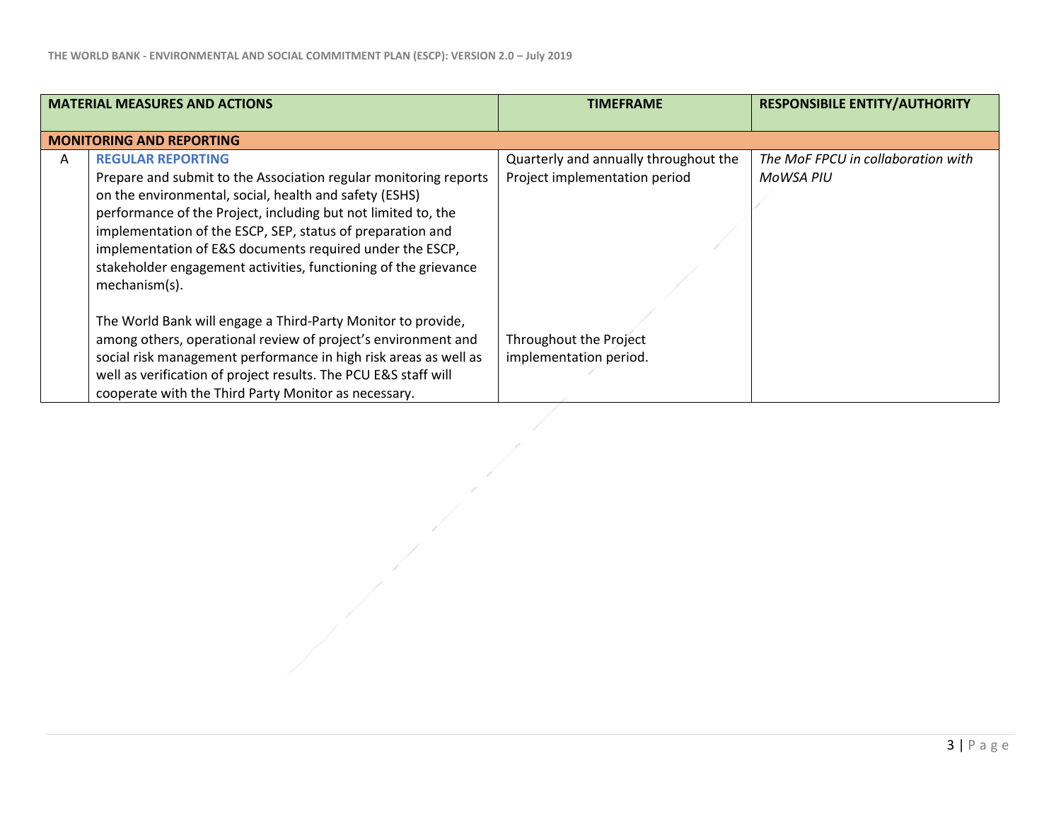| | MATERIAL MEASURES AND ACTIONS | TIMEFRAME | RESPONSIBILE ENTITY/AUTHORITY |
|---|---|---|---|
| **MONITORING AND REPORTING** | | | |
| A | **REGULAR REPORTING**<br>Prepare and submit to the Association regular monitoring reports on the environmental, social, health and safety (ESHS) performance of the Project, including but not limited to, the implementation of the ESCP, SEP, status of preparation and implementation of E&S documents required under the ESCP, stakeholder engagement activities, functioning of the grievance mechanism(s).<br><br>The World Bank will engage a Third-Party Monitor to provide, among others, operational review of project's environment and social risk management performance in high risk areas as well as well as verification of project results. The PCU E&S staff will cooperate with the Third Party Monitor as necessary. | Quarterly and annually throughout the Project implementation period<br><br>Throughout the Project implementation period. | *The MoF FPCU in collaboration with MoWSA PIU* |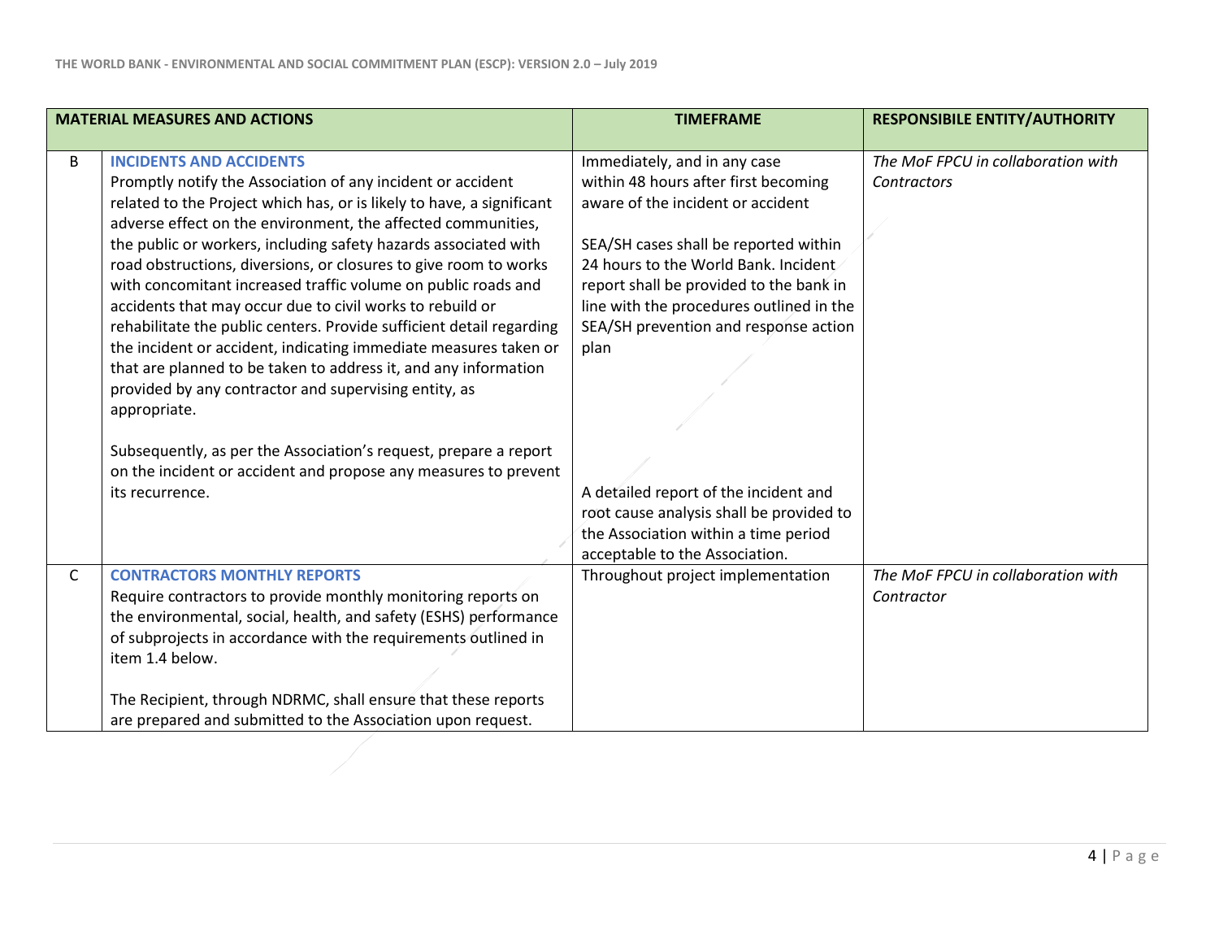| MATERIAL MEASURES AND ACTIONS | | TIMEFRAME | RESPONSIBILE ENTITY/AUTHORITY |
|---|---|---|---|
| B | **INCIDENTS AND ACCIDENTS**<br>Promptly notify the Association of any incident or accident related to the Project which has, or is likely to have, a significant adverse effect on the environment, the affected communities, the public or workers, including safety hazards associated with road obstructions, diversions, or closures to give room to works with concomitant increased traffic volume on public roads and accidents that may occur due to civil works to rebuild or rehabilitate the public centers. Provide sufficient detail regarding the incident or accident, indicating immediate measures taken or that are planned to be taken to address it, and any information provided by any contractor and supervising entity, as appropriate.<br><br>Subsequently, as per the Association's request, prepare a report on the incident or accident and propose any measures to prevent its recurrence. | Immediately, and in any case within 48 hours after first becoming aware of the incident or accident<br><br>SEA/SH cases shall be reported within 24 hours to the World Bank. Incident report shall be provided to the bank in line with the procedures outlined in the SEA/SH prevention and response action plan<br><br>A detailed report of the incident and root cause analysis shall be provided to the Association within a time period acceptable to the Association. | *The MoF FPCU in collaboration with Contractors* |
| C | **CONTRACTORS MONTHLY REPORTS**<br>Require contractors to provide monthly monitoring reports on the environmental, social, health, and safety (ESHS) performance of subprojects in accordance with the requirements outlined in item 1.4 below.<br><br>The Recipient, through NDRMC, shall ensure that these reports are prepared and submitted to the Association upon request. | Throughout project implementation | *The MoF FPCU in collaboration with Contractor* |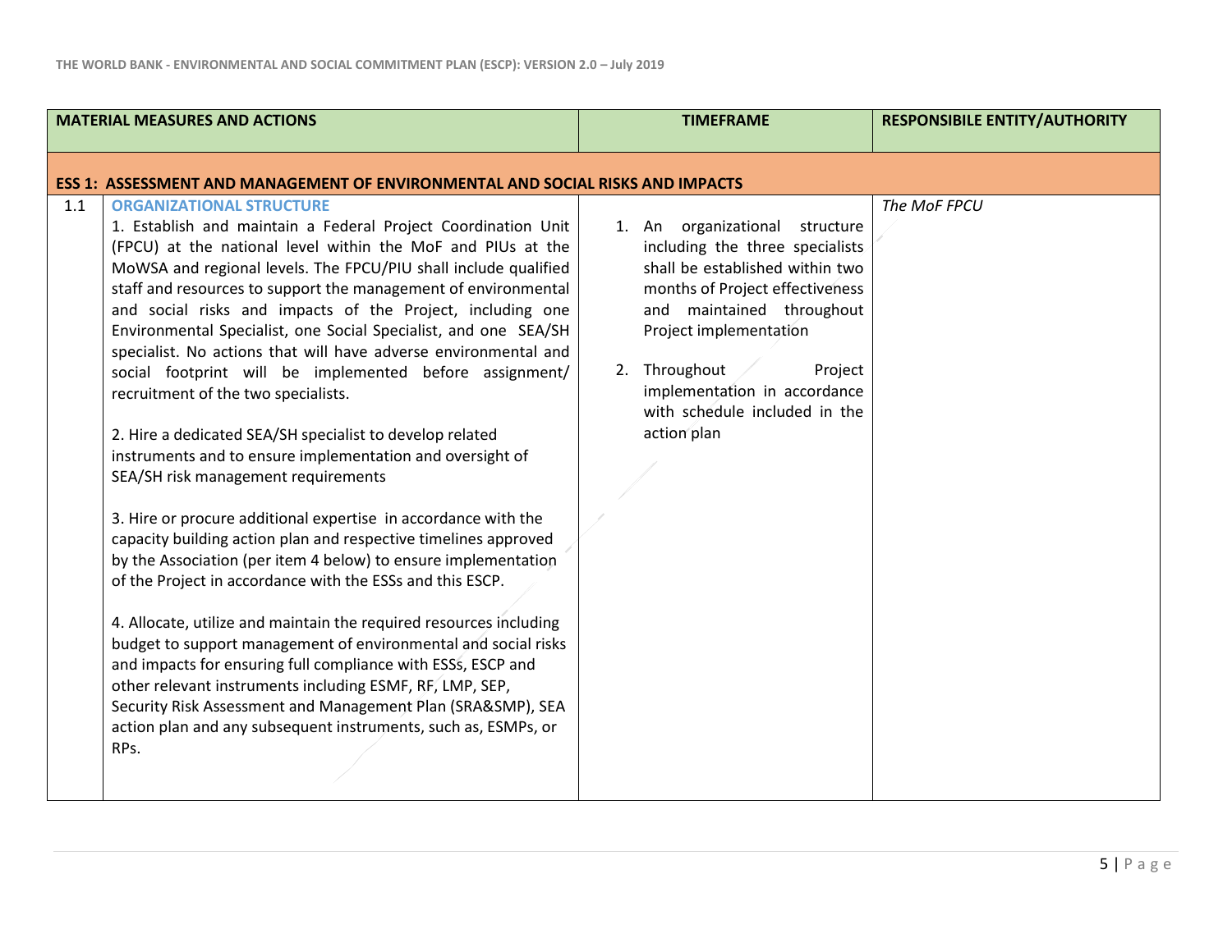| | MATERIAL MEASURES AND ACTIONS | TIMEFRAME | RESPONSIBILE ENTITY/AUTHORITY |
|---|---|---|---|
| **ESS 1: ASSESSMENT AND MANAGEMENT OF ENVIRONMENTAL AND SOCIAL RISKS AND IMPACTS** | | | |
| 1.1 | **ORGANIZATIONAL STRUCTURE**<br>1. Establish and maintain a Federal Project Coordination Unit (FPCU) at the national level within the MoF and PIUs at the MoWSA and regional levels. The FPCU/PIU shall include qualified staff and resources to support the management of environmental and social risks and impacts of the Project, including one Environmental Specialist, one Social Specialist, and one SEA/SH specialist. No actions that will have adverse environmental and social footprint will be implemented before assignment/ recruitment of the two specialists.<br><br>2. Hire a dedicated SEA/SH specialist to develop related instruments and to ensure implementation and oversight of SEA/SH risk management requirements<br><br>3. Hire or procure additional expertise in accordance with the capacity building action plan and respective timelines approved by the Association (per item 4 below) to ensure implementation of the Project in accordance with the ESSs and this ESCP.<br><br>4. Allocate, utilize and maintain the required resources including budget to support management of environmental and social risks and impacts for ensuring full compliance with ESSs, ESCP and other relevant instruments including ESMF, RF, LMP, SEP, Security Risk Assessment and Management Plan (SRA&SMP), SEA action plan and any subsequent instruments, such as, ESMPs, or RPs. | 1. An organizational structure including the three specialists shall be established within two months of Project effectiveness and maintained throughout Project implementation<br><br>2. Throughout Project implementation in accordance with schedule included in the action plan | *The MoF FPCU* |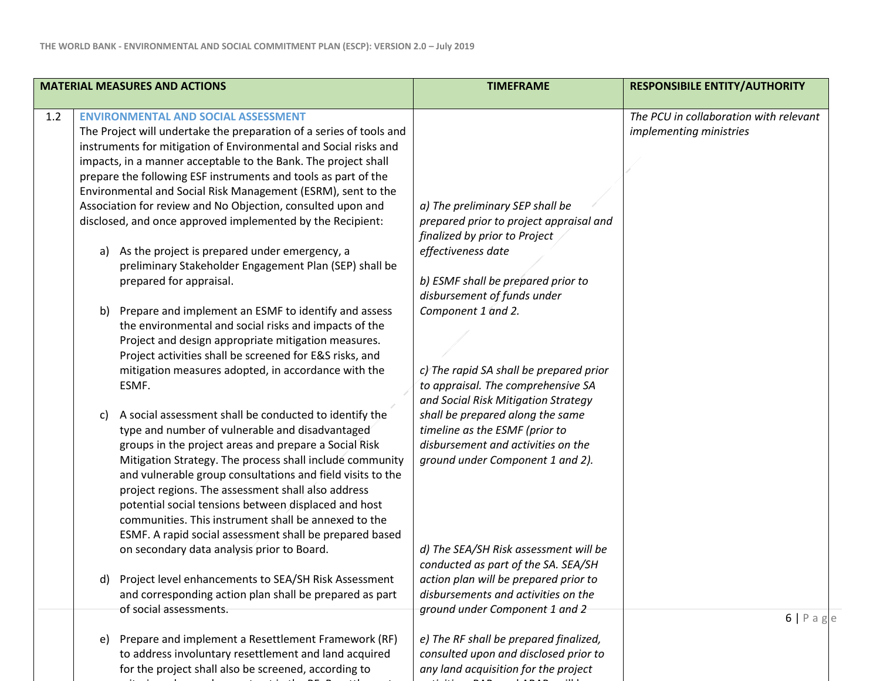| MATERIAL MEASURES AND ACTIONS | | TIMEFRAME | RESPONSIBILE ENTITY/AUTHORITY |
|---|---|---|---|
| 1.2 | **ENVIRONMENTAL AND SOCIAL ASSESSMENT**<br>The Project will undertake the preparation of a series of tools and instruments for mitigation of Environmental and Social risks and impacts, in a manner acceptable to the Bank. The project shall prepare the following ESF instruments and tools as part of the Environmental and Social Risk Management (ESRM), sent to the Association for review and No Objection, consulted upon and disclosed, and once approved implemented by the Recipient:<br><br>a) As the project is prepared under emergency, a preliminary Stakeholder Engagement Plan (SEP) shall be prepared for appraisal.<br><br>b) Prepare and implement an ESMF to identify and assess the environmental and social risks and impacts of the Project and design appropriate mitigation measures. Project activities shall be screened for E&S risks, and mitigation measures adopted, in accordance with the ESMF.<br><br>c) A social assessment shall be conducted to identify the type and number of vulnerable and disadvantaged groups in the project areas and prepare a Social Risk Mitigation Strategy. The process shall include community and vulnerable group consultations and field visits to the project regions. The assessment shall also address potential social tensions between displaced and host communities. This instrument shall be annexed to the ESMF. A rapid social assessment shall be prepared based on secondary data analysis prior to Board.<br><br>d) Project level enhancements to SEA/SH Risk Assessment and corresponding action plan shall be prepared as part of social assessments.<br><br>e) Prepare and implement a Resettlement Framework (RF) to address involuntary resettlement and land acquired for the project shall also be screened, according to | *a) The preliminary SEP shall be prepared prior to project appraisal and finalized by prior to Project effectiveness date*<br><br>*b) ESMF shall be prepared prior to disbursement of funds under Component 1 and 2.*<br><br>*c) The rapid SA shall be prepared prior to appraisal. The comprehensive SA and Social Risk Mitigation Strategy shall be prepared along the same timeline as the ESMF (prior to disbursement and activities on the ground under Component 1 and 2).*<br><br>*d) The SEA/SH Risk assessment will be conducted as part of the SA. SEA/SH action plan will be prepared prior to disbursements and activities on the ground under Component 1 and 2*<br><br>*e) The RF shall be prepared finalized, consulted upon and disclosed prior to any land acquisition for the project* | *The PCU in collaboration with relevant implementing ministries* |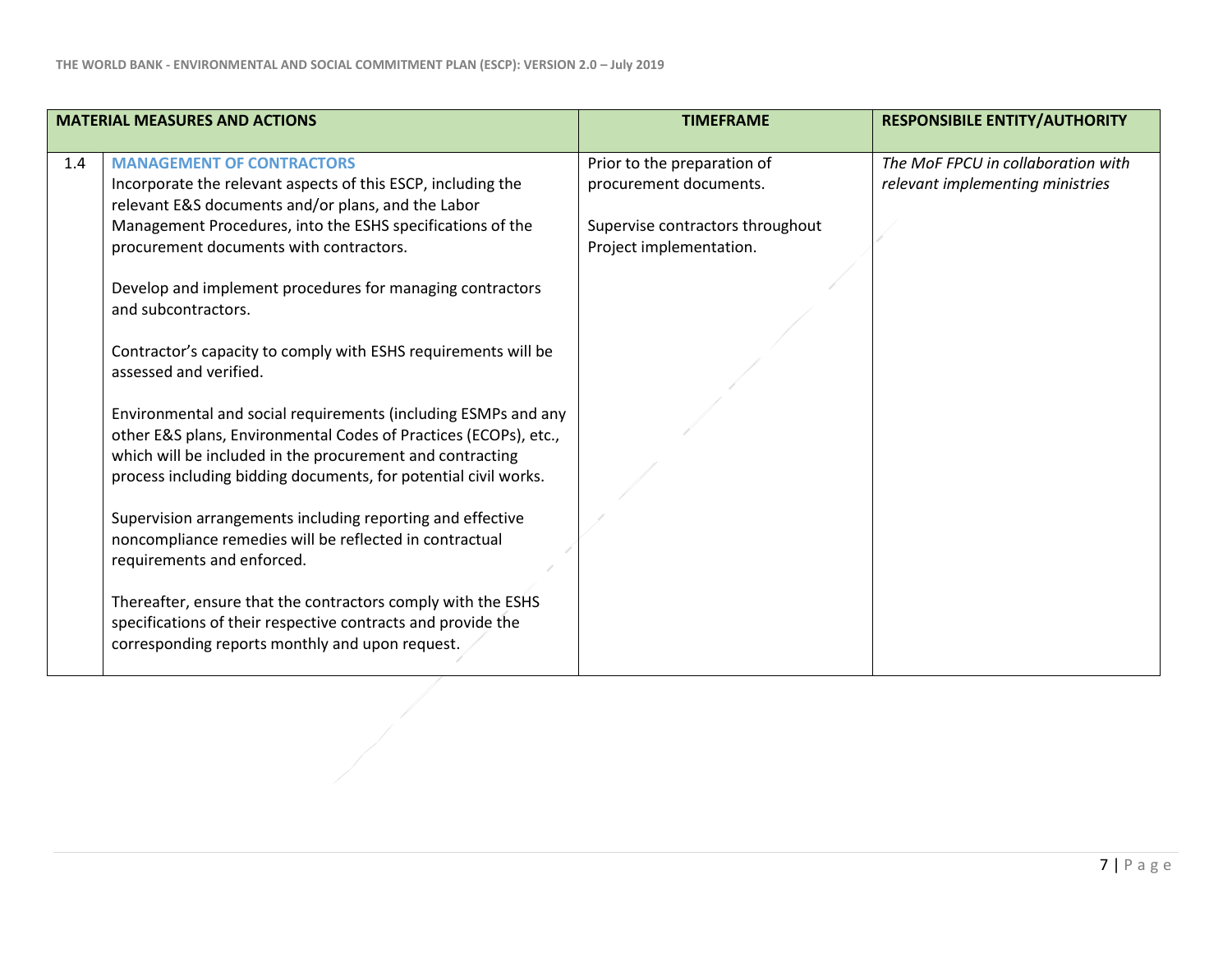| MATERIAL MEASURES AND ACTIONS | | TIMEFRAME | RESPONSIBILE ENTITY/AUTHORITY |
|---|---|---|---|
| 1.4 | **MANAGEMENT OF CONTRACTORS**<br>Incorporate the relevant aspects of this ESCP, including the relevant E&S documents and/or plans, and the Labor Management Procedures, into the ESHS specifications of the procurement documents with contractors.<br><br>Develop and implement procedures for managing contractors and subcontractors.<br><br>Contractor's capacity to comply with ESHS requirements will be assessed and verified.<br><br>Environmental and social requirements (including ESMPs and any other E&S plans, Environmental Codes of Practices (ECOPs), etc., which will be included in the procurement and contracting process including bidding documents, for potential civil works.<br><br>Supervision arrangements including reporting and effective noncompliance remedies will be reflected in contractual requirements and enforced.<br><br>Thereafter, ensure that the contractors comply with the ESHS specifications of their respective contracts and provide the corresponding reports monthly and upon request. | Prior to the preparation of procurement documents.<br><br>Supervise contractors throughout Project implementation. | *The MoF FPCU in collaboration with relevant implementing ministries* |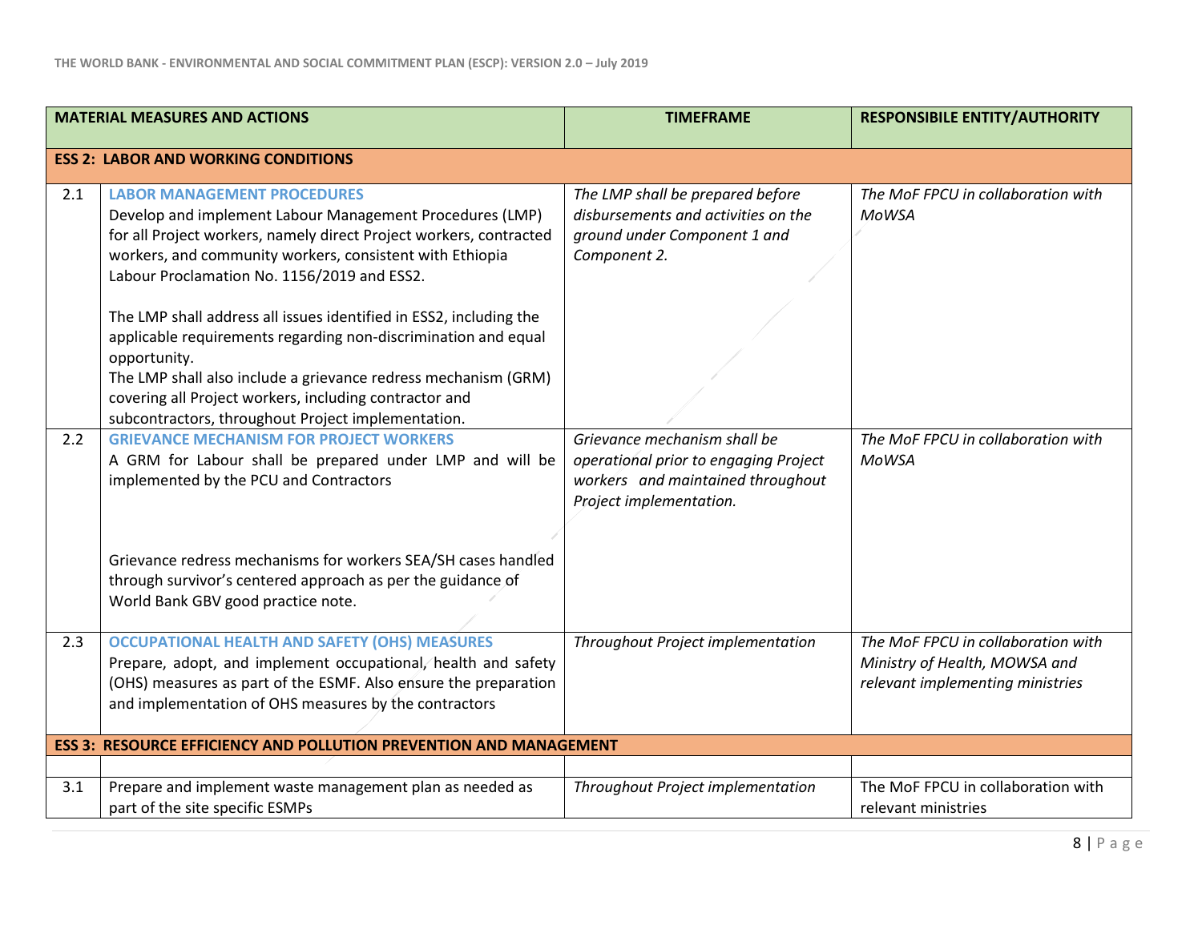| | MATERIAL MEASURES AND ACTIONS | TIMEFRAME | RESPONSIBILE ENTITY/AUTHORITY |
|---|---|---|---|
| **ESS 2: LABOR AND WORKING CONDITIONS** | | | |
| 2.1 | **LABOR MANAGEMENT PROCEDURES**<br>Develop and implement Labour Management Procedures (LMP) for all Project workers, namely direct Project workers, contracted workers, and community workers, consistent with Ethiopia Labour Proclamation No. 1156/2019 and ESS2.<br><br>The LMP shall address all issues identified in ESS2, including the applicable requirements regarding non-discrimination and equal opportunity.<br>The LMP shall also include a grievance redress mechanism (GRM) covering all Project workers, including contractor and subcontractors, throughout Project implementation. | *The LMP shall be prepared before disbursements and activities on the ground under Component 1 and Component 2.* | *The MoF FPCU in collaboration with MoWSA* |
| 2.2 | **GRIEVANCE MECHANISM FOR PROJECT WORKERS**<br>A GRM for Labour shall be prepared under LMP and will be implemented by the PCU and Contractors<br><br>Grievance redress mechanisms for workers SEA/SH cases handled through survivor's centered approach as per the guidance of World Bank GBV good practice note. | *Grievance mechanism shall be operational prior to engaging Project workers and maintained throughout Project implementation.* | *The MoF FPCU in collaboration with MoWSA* |
| 2.3 | **OCCUPATIONAL HEALTH AND SAFETY (OHS) MEASURES**<br>Prepare, adopt, and implement occupational, health and safety (OHS) measures as part of the ESMF. Also ensure the preparation and implementation of OHS measures by the contractors | *Throughout Project implementation* | *The MoF FPCU in collaboration with Ministry of Health, MOWSA and relevant implementing ministries* |
| **ESS 3: RESOURCE EFFICIENCY AND POLLUTION PREVENTION AND MANAGEMENT** | | | |
| | | | |
| 3.1 | Prepare and implement waste management plan as needed as part of the site specific ESMPs | *Throughout Project implementation* | The MoF FPCU in collaboration with relevant ministries |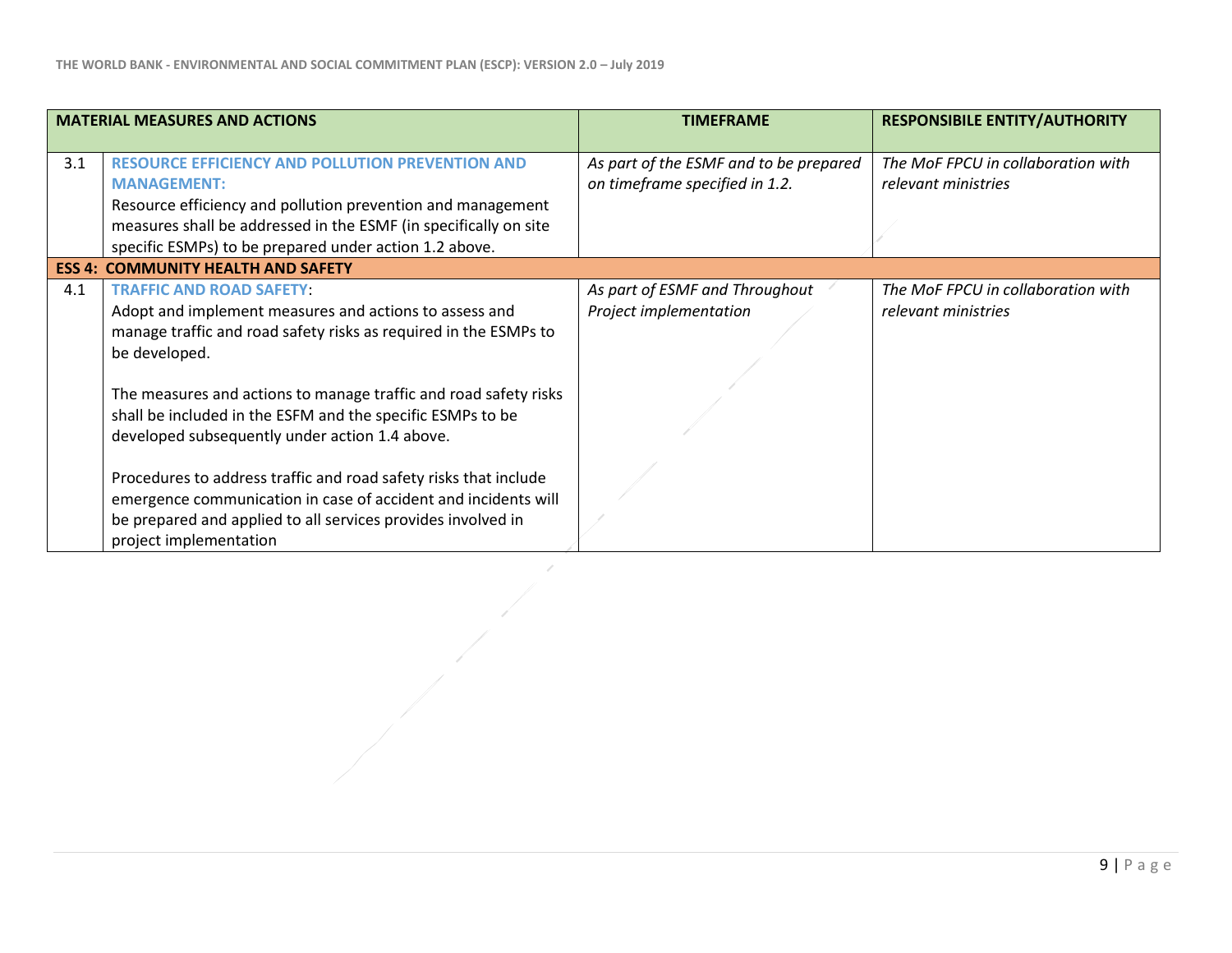| MATERIAL MEASURES AND ACTIONS | | TIMEFRAME | RESPONSIBILE ENTITY/AUTHORITY |
|---|---|---|---|
| 3.1 | **RESOURCE EFFICIENCY AND POLLUTION PREVENTION AND MANAGEMENT:**<br>Resource efficiency and pollution prevention and management measures shall be addressed in the ESMF (in specifically on site specific ESMPs) to be prepared under action 1.2 above. | *As part of the ESMF and to be prepared on timeframe specified in 1.2.* | *The MoF FPCU in collaboration with relevant ministries* |
| **ESS 4: COMMUNITY HEALTH AND SAFETY** | | | |
| 4.1 | **TRAFFIC AND ROAD SAFETY**:<br>Adopt and implement measures and actions to assess and manage traffic and road safety risks as required in the ESMPs to be developed.<br><br>The measures and actions to manage traffic and road safety risks shall be included in the ESFM and the specific ESMPs to be developed subsequently under action 1.4 above.<br><br>Procedures to address traffic and road safety risks that include emergence communication in case of accident and incidents will be prepared and applied to all services provides involved in project implementation | *As part of ESMF and Throughout Project implementation* | *The MoF FPCU in collaboration with relevant ministries* |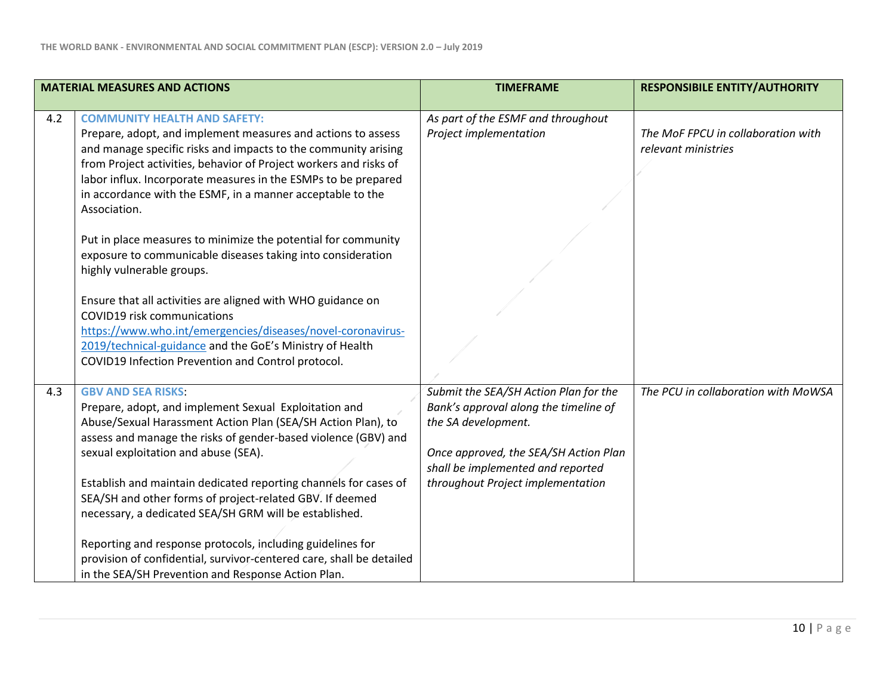| MATERIAL MEASURES AND ACTIONS | | TIMEFRAME | RESPONSIBILE ENTITY/AUTHORITY |
|---|---|---|---|
| 4.2 | **COMMUNITY HEALTH AND SAFETY:**<br>Prepare, adopt, and implement measures and actions to assess and manage specific risks and impacts to the community arising from Project activities, behavior of Project workers and risks of labor influx. Incorporate measures in the ESMPs to be prepared in accordance with the ESMF, in a manner acceptable to the Association.<br><br>Put in place measures to minimize the potential for community exposure to communicable diseases taking into consideration highly vulnerable groups.<br><br>Ensure that all activities are aligned with WHO guidance on COVID19 risk communications https://www.who.int/emergencies/diseases/novel-coronavirus-2019/technical-guidance and the GoE's Ministry of Health COVID19 Infection Prevention and Control protocol. | *As part of the ESMF and throughout Project implementation* | *The MoF FPCU in collaboration with relevant ministries* |
| 4.3 | **GBV AND SEA RISKS**:<br>Prepare, adopt, and implement Sexual Exploitation and Abuse/Sexual Harassment Action Plan (SEA/SH Action Plan), to assess and manage the risks of gender-based violence (GBV) and sexual exploitation and abuse (SEA).<br><br>Establish and maintain dedicated reporting channels for cases of SEA/SH and other forms of project-related GBV. If deemed necessary, a dedicated SEA/SH GRM will be established.<br><br>Reporting and response protocols, including guidelines for provision of confidential, survivor-centered care, shall be detailed in the SEA/SH Prevention and Response Action Plan. | *Submit the SEA/SH Action Plan for the Bank's approval along the timeline of the SA development.*<br><br>*Once approved, the SEA/SH Action Plan shall be implemented and reported throughout Project implementation* | *The PCU in collaboration with MoWSA* |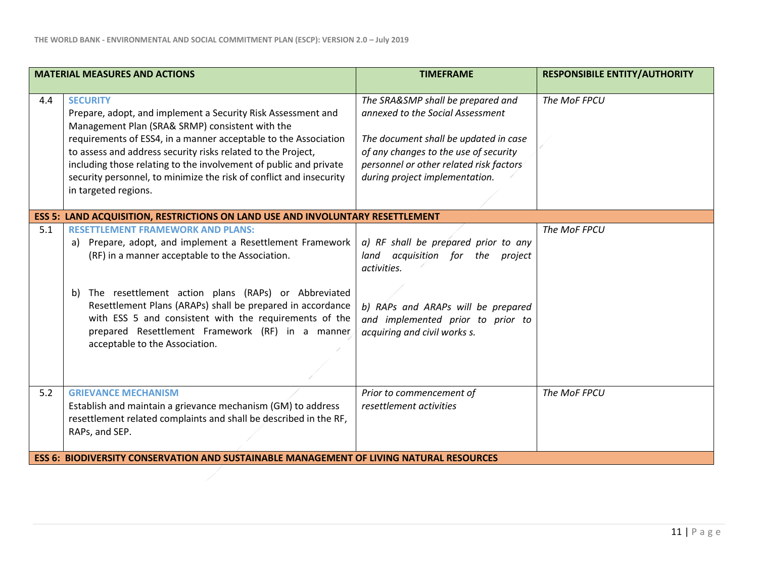| MATERIAL MEASURES AND ACTIONS | | TIMEFRAME | RESPONSIBILE ENTITY/AUTHORITY |
|---|---|---|---|
| 4.4 | **SECURITY**<br>Prepare, adopt, and implement a Security Risk Assessment and Management Plan (SRA& SRMP) consistent with the requirements of ESS4, in a manner acceptable to the Association to assess and address security risks related to the Project, including those relating to the involvement of public and private security personnel, to minimize the risk of conflict and insecurity in targeted regions. | *The SRA&SMP shall be prepared and annexed to the Social Assessment*<br><br>*The document shall be updated in case of any changes to the use of security personnel or other related risk factors during project implementation.* | *The MoF FPCU* |
| **ESS 5: LAND ACQUISITION, RESTRICTIONS ON LAND USE AND INVOLUNTARY RESETTLEMENT** | | | |
| 5.1 | **RESETTLEMENT FRAMEWORK AND PLANS:**<br>a) Prepare, adopt, and implement a Resettlement Framework (RF) in a manner acceptable to the Association.<br><br>b) The resettlement action plans (RAPs) or Abbreviated Resettlement Plans (ARAPs) shall be prepared in accordance with ESS 5 and consistent with the requirements of the prepared Resettlement Framework (RF) in a manner acceptable to the Association. | *a) RF shall be prepared prior to any land acquisition for the project activities.*<br><br>*b) RAPs and ARAPs will be prepared and implemented prior to prior to acquiring and civil works s.* | *The MoF FPCU* |
| 5.2 | **GRIEVANCE MECHANISM**<br>Establish and maintain a grievance mechanism (GM) to address resettlement related complaints and shall be described in the RF, RAPs, and SEP. | *Prior to commencement of resettlement activities* | *The MoF FPCU* |
| **ESS 6: BIODIVERSITY CONSERVATION AND SUSTAINABLE MANAGEMENT OF LIVING NATURAL RESOURCES** | | | |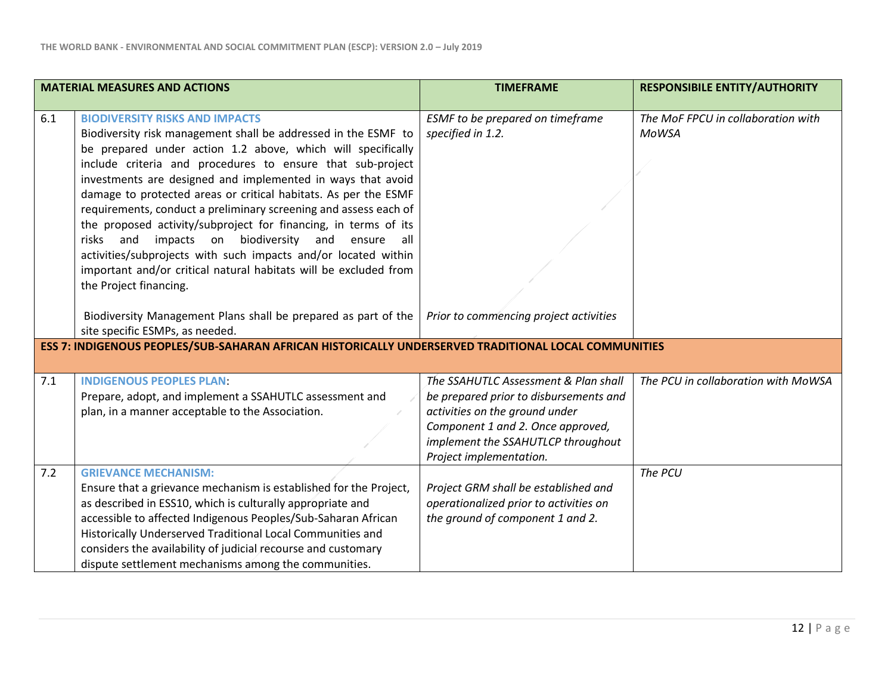| | MATERIAL MEASURES AND ACTIONS | TIMEFRAME | RESPONSIBILE ENTITY/AUTHORITY |
|---|---|---|---|
| 6.1 | **BIODIVERSITY RISKS AND IMPACTS**<br>Biodiversity risk management shall be addressed in the ESMF to be prepared under action 1.2 above, which will specifically include criteria and procedures to ensure that sub-project investments are designed and implemented in ways that avoid damage to protected areas or critical habitats. As per the ESMF requirements, conduct a preliminary screening and assess each of the proposed activity/subproject for financing, in terms of its risks and impacts on biodiversity and ensure all activities/subprojects with such impacts and/or located within important and/or critical natural habitats will be excluded from the Project financing.<br><br>Biodiversity Management Plans shall be prepared as part of the site specific ESMPs, as needed. | *ESMF to be prepared on timeframe specified in 1.2.*<br><br>*Prior to commencing project activities* | *The MoF FPCU in collaboration with MoWSA* |
| **ESS 7: INDIGENOUS PEOPLES/SUB-SAHARAN AFRICAN HISTORICALLY UNDERSERVED TRADITIONAL LOCAL COMMUNITIES** | | | |
| 7.1 | **INDIGENOUS PEOPLES PLAN**:<br>Prepare, adopt, and implement a SSAHUTLC assessment and plan, in a manner acceptable to the Association. | *The SSAHUTLC Assessment & Plan shall be prepared prior to disbursements and activities on the ground under Component 1 and 2. Once approved, implement the SSAHUTLCP throughout Project implementation.* | *The PCU in collaboration with MoWSA* |
| 7.2 | **GRIEVANCE MECHANISM:**<br>Ensure that a grievance mechanism is established for the Project, as described in ESS10, which is culturally appropriate and accessible to affected Indigenous Peoples/Sub-Saharan African Historically Underserved Traditional Local Communities and considers the availability of judicial recourse and customary dispute settlement mechanisms among the communities. | *Project GRM shall be established and operationalized prior to activities on the ground of component 1 and 2.* | *The PCU* |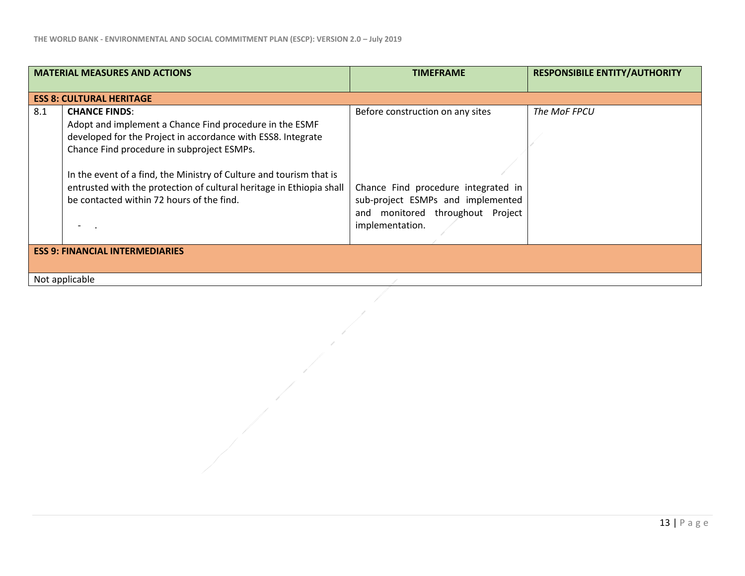| | MATERIAL MEASURES AND ACTIONS | TIMEFRAME | RESPONSIBILE ENTITY/AUTHORITY |
|---|---|---|---|
| **ESS 8: CULTURAL HERITAGE** | | | |
| 8.1 | **CHANCE FINDS**:<br>Adopt and implement a Chance Find procedure in the ESMF developed for the Project in accordance with ESS8. Integrate Chance Find procedure in subproject ESMPs.<br><br>In the event of a find, the Ministry of Culture and tourism that is entrusted with the protection of cultural heritage in Ethiopia shall be contacted within 72 hours of the find.<br><br>- . | Before construction on any sites<br><br>Chance Find procedure integrated in sub-project ESMPs and implemented and monitored throughout Project implementation. | *The MoF FPCU* |
| **ESS 9: FINANCIAL INTERMEDIARIES** | | | |
| Not applicable | | | |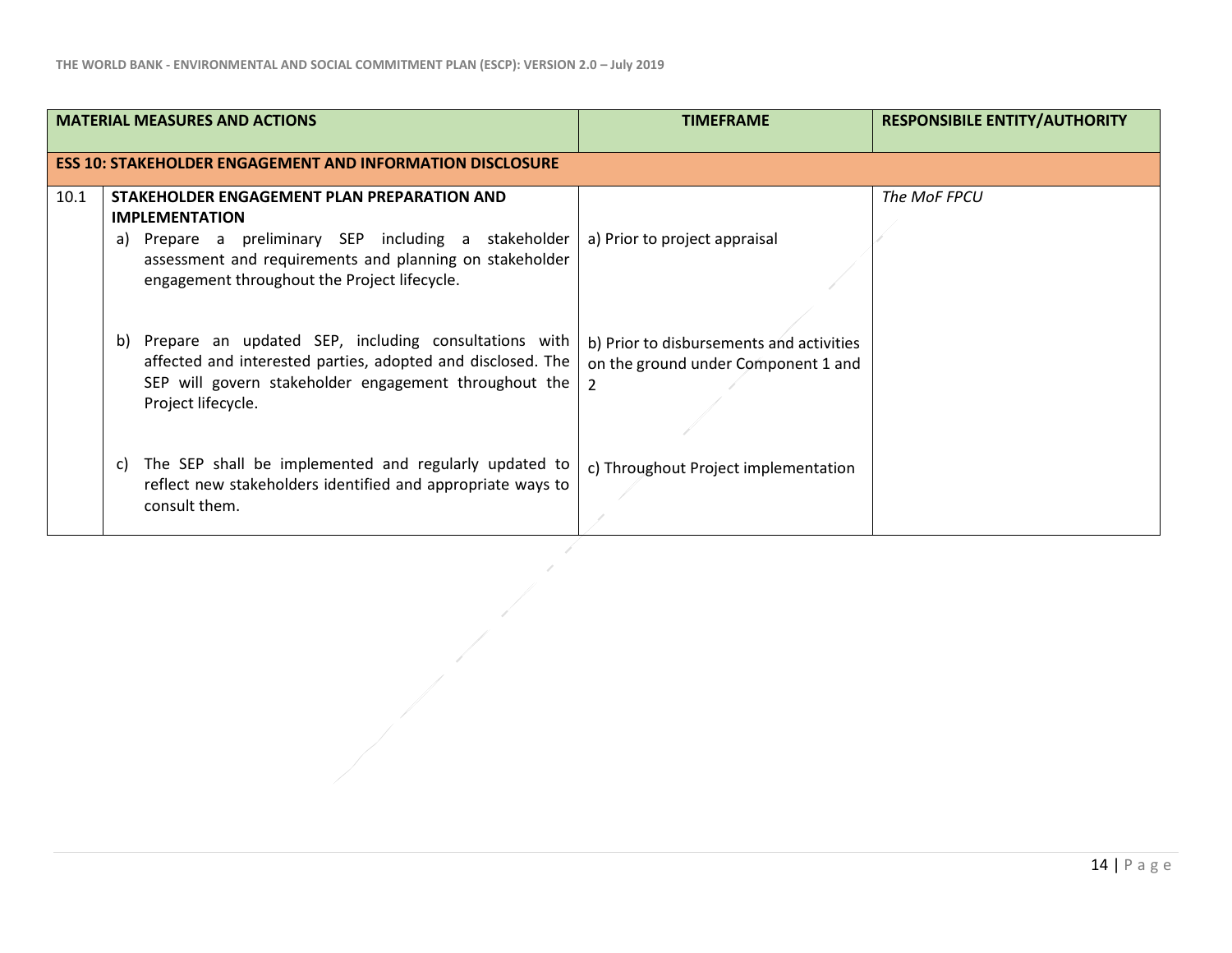| MATERIAL MEASURES AND ACTIONS | | TIMEFRAME | RESPONSIBILE ENTITY/AUTHORITY |
|---|---|---|---|
| **ESS 10: STAKEHOLDER ENGAGEMENT AND INFORMATION DISCLOSURE** | | | |
| 10.1 | **STAKEHOLDER ENGAGEMENT PLAN PREPARATION AND IMPLEMENTATION**<br>a) Prepare a preliminary SEP including a stakeholder assessment and requirements and planning on stakeholder engagement throughout the Project lifecycle.<br><br>b) Prepare an updated SEP, including consultations with affected and interested parties, adopted and disclosed. The SEP will govern stakeholder engagement throughout the Project lifecycle.<br><br>c) The SEP shall be implemented and regularly updated to reflect new stakeholders identified and appropriate ways to consult them. | a) Prior to project appraisal<br><br>b) Prior to disbursements and activities on the ground under Component 1 and 2<br><br>c) Throughout Project implementation | *The MoF FPCU* |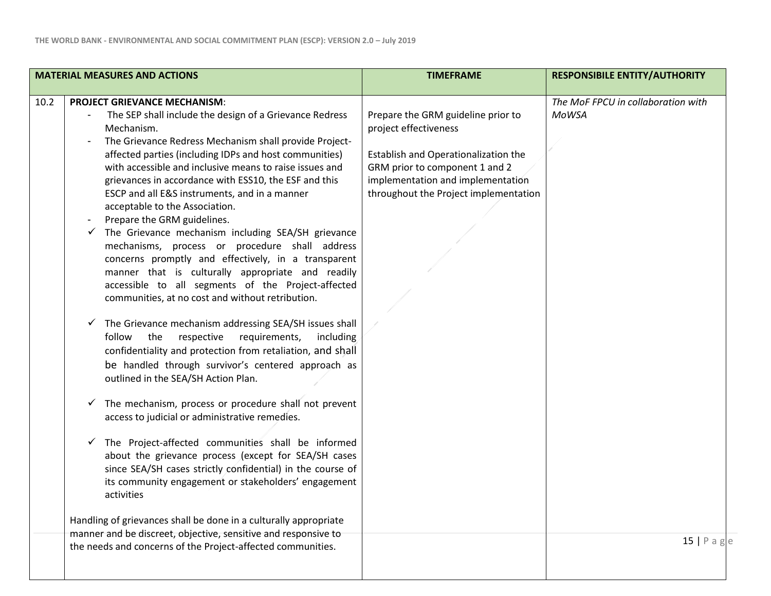| MATERIAL MEASURES AND ACTIONS | | TIMEFRAME | RESPONSIBILE ENTITY/AUTHORITY |
|---|---|---|---|
| 10.2 | **PROJECT GRIEVANCE MECHANISM**:<br>- The SEP shall include the design of a Grievance Redress Mechanism.<br>- The Grievance Redress Mechanism shall provide Project-affected parties (including IDPs and host communities) with accessible and inclusive means to raise issues and grievances in accordance with ESS10, the ESF and this ESCP and all E&S instruments, and in a manner acceptable to the Association.<br>- Prepare the GRM guidelines.<br>✓ The Grievance mechanism including SEA/SH grievance mechanisms, process or procedure shall address concerns promptly and effectively, in a transparent manner that is culturally appropriate and readily accessible to all segments of the Project-affected communities, at no cost and without retribution.<br>✓ The Grievance mechanism addressing SEA/SH issues shall follow the respective requirements, including confidentiality and protection from retaliation, and shall be handled through survivor's centered approach as outlined in the SEA/SH Action Plan.<br>✓ The mechanism, process or procedure shall not prevent access to judicial or administrative remedies.<br>✓ The Project-affected communities shall be informed about the grievance process (except for SEA/SH cases since SEA/SH cases strictly confidential) in the course of its community engagement or stakeholders' engagement activities<br><br>Handling of grievances shall be done in a culturally appropriate manner and be discreet, objective, sensitive and responsive to the needs and concerns of the Project-affected communities. | Prepare the GRM guideline prior to project effectiveness<br><br>Establish and Operationalization the GRM prior to component 1 and 2 implementation and implementation throughout the Project implementation | *The MoF FPCU in collaboration with MoWSA* |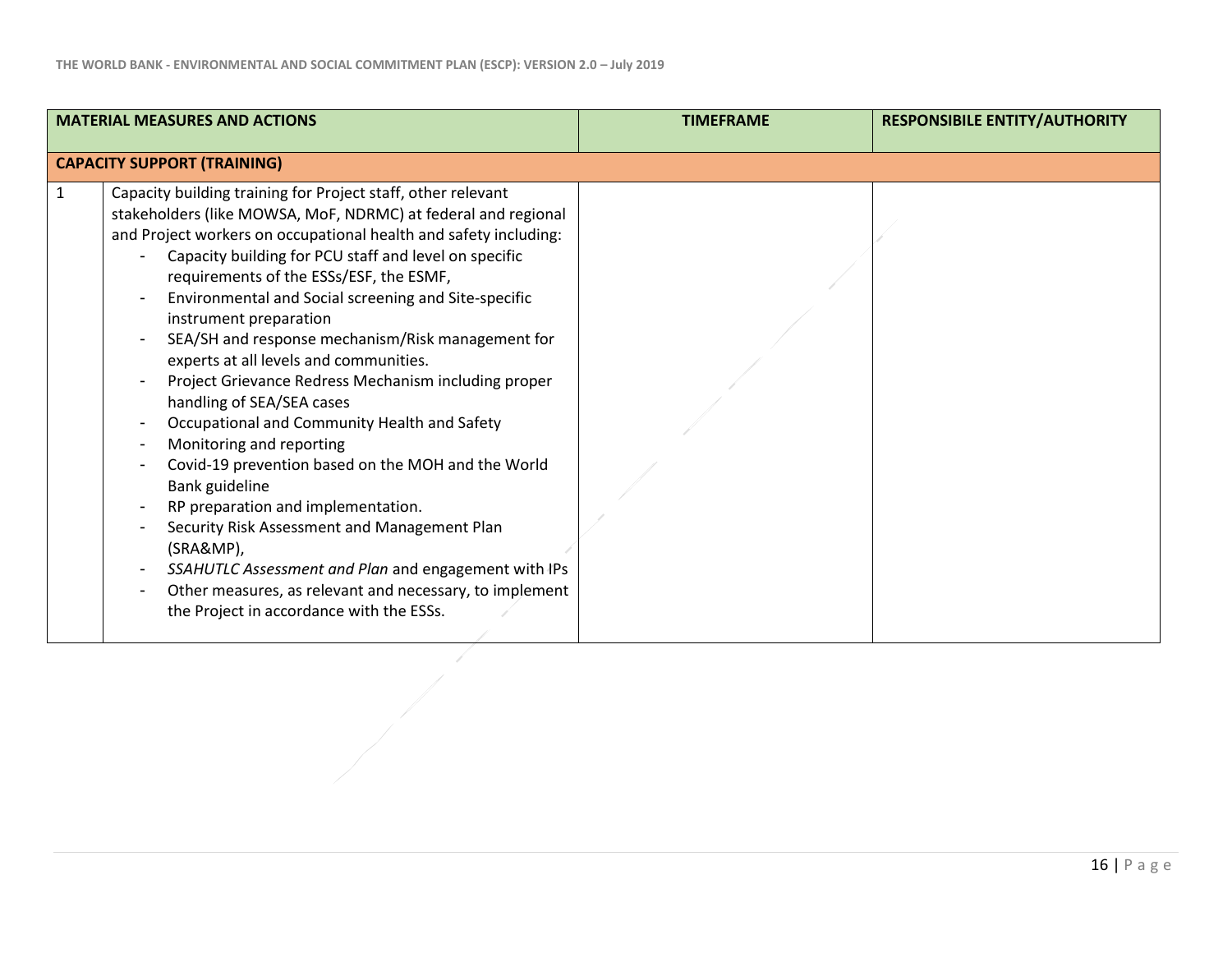| MATERIAL MEASURES AND ACTIONS | | TIMEFRAME | RESPONSIBILE ENTITY/AUTHORITY |
|---|---|---|---|
| **CAPACITY SUPPORT (TRAINING)** | | | |
| 1 | Capacity building training for Project staff, other relevant stakeholders (like MOWSA, MoF, NDRMC) at federal and regional and Project workers on occupational health and safety including:<br>- Capacity building for PCU staff and level on specific requirements of the ESSs/ESF, the ESMF,<br>- Environmental and Social screening and Site-specific instrument preparation<br>- SEA/SH and response mechanism/Risk management for experts at all levels and communities.<br>- Project Grievance Redress Mechanism including proper handling of SEA/SEA cases<br>- Occupational and Community Health and Safety<br>- Monitoring and reporting<br>- Covid-19 prevention based on the MOH and the World Bank guideline<br>- RP preparation and implementation.<br>- Security Risk Assessment and Management Plan (SRA&MP),<br>- *SSAHUTLC Assessment and Plan* and engagement with IPs<br>- Other measures, as relevant and necessary, to implement the Project in accordance with the ESSs. | | |